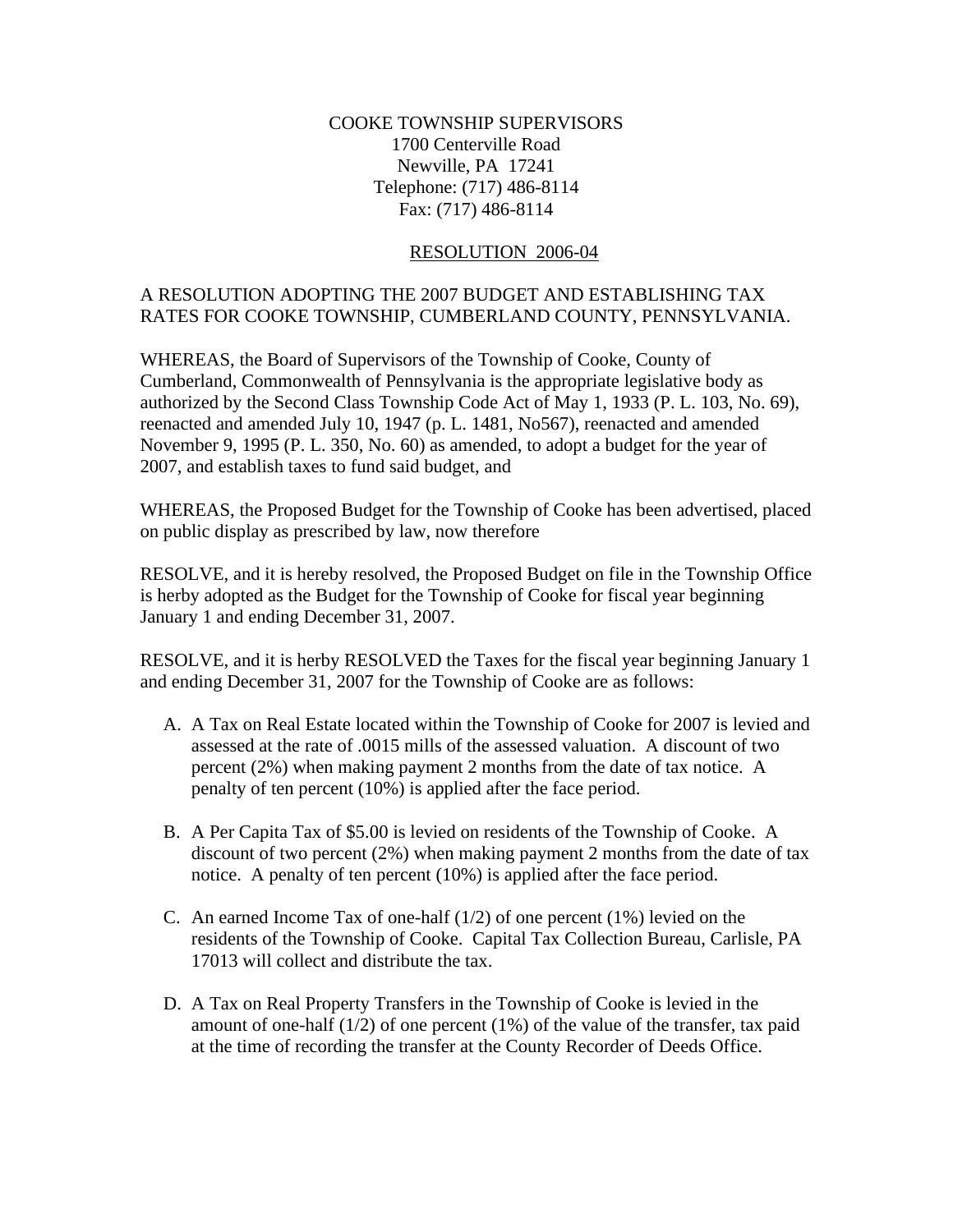COOKE TOWNSHIP SUPERVISORS
1700 Centerville Road
Newville, PA 17241
Telephone: (717) 486-8114
Fax: (717) 486-8114

RESOLUTION 2006-04

A RESOLUTION ADOPTING THE 2007 BUDGET AND ESTABLISHING TAX RATES FOR COOKE TOWNSHIP, CUMBERLAND COUNTY, PENNSYLVANIA.

WHEREAS, the Board of Supervisors of the Township of Cooke, County of Cumberland, Commonwealth of Pennsylvania is the appropriate legislative body as authorized by the Second Class Township Code Act of May 1, 1933 (P. L. 103, No. 69), reenacted and amended July 10, 1947 (p. L. 1481, No567), reenacted and amended November 9, 1995 (P. L. 350, No. 60) as amended, to adopt a budget for the year of 2007, and establish taxes to fund said budget, and

WHEREAS, the Proposed Budget for the Township of Cooke has been advertised, placed on public display as prescribed by law, now therefore

RESOLVE, and it is hereby resolved, the Proposed Budget on file in the Township Office is herby adopted as the Budget for the Township of Cooke for fiscal year beginning January 1 and ending December 31, 2007.

RESOLVE, and it is herby RESOLVED the Taxes for the fiscal year beginning January 1 and ending December 31, 2007 for the Township of Cooke are as follows:

A. A Tax on Real Estate located within the Township of Cooke for 2007 is levied and assessed at the rate of .0015 mills of the assessed valuation. A discount of two percent (2%) when making payment 2 months from the date of tax notice. A penalty of ten percent (10%) is applied after the face period.

B. A Per Capita Tax of $5.00 is levied on residents of the Township of Cooke. A discount of two percent (2%) when making payment 2 months from the date of tax notice. A penalty of ten percent (10%) is applied after the face period.

C. An earned Income Tax of one-half (1/2) of one percent (1%) levied on the residents of the Township of Cooke. Capital Tax Collection Bureau, Carlisle, PA 17013 will collect and distribute the tax.

D. A Tax on Real Property Transfers in the Township of Cooke is levied in the amount of one-half (1/2) of one percent (1%) of the value of the transfer, tax paid at the time of recording the transfer at the County Recorder of Deeds Office.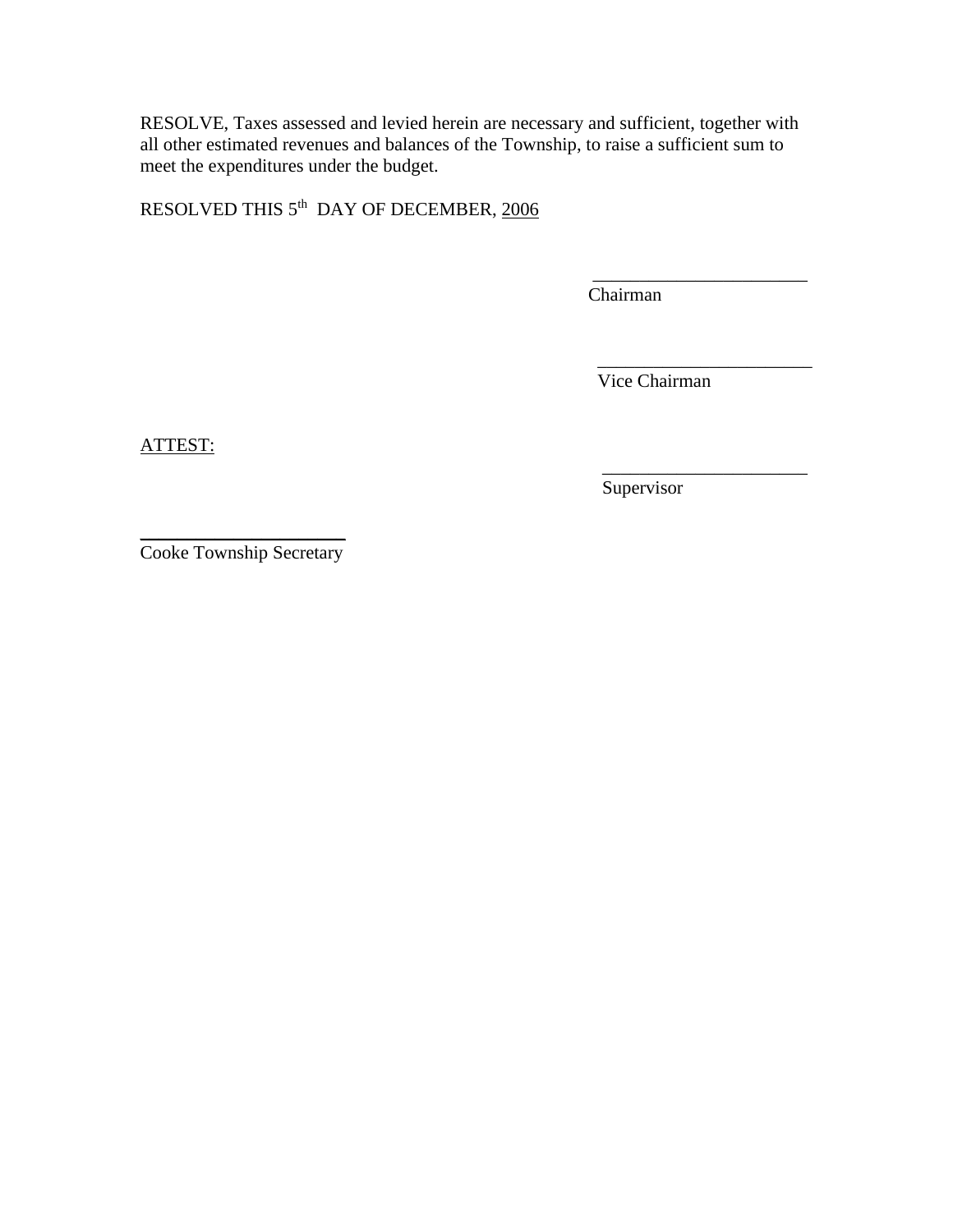RESOLVE, Taxes assessed and levied herein are necessary and sufficient, together with all other estimated revenues and balances of the Township, to raise a sufficient sum to meet the expenditures under the budget.

RESOLVED THIS 5th DAY OF DECEMBER, 2006

_______________________
Chairman

_______________________
Vice Chairman

ATTEST:

_______________________
Supervisor

_______________________
Cooke Township Secretary